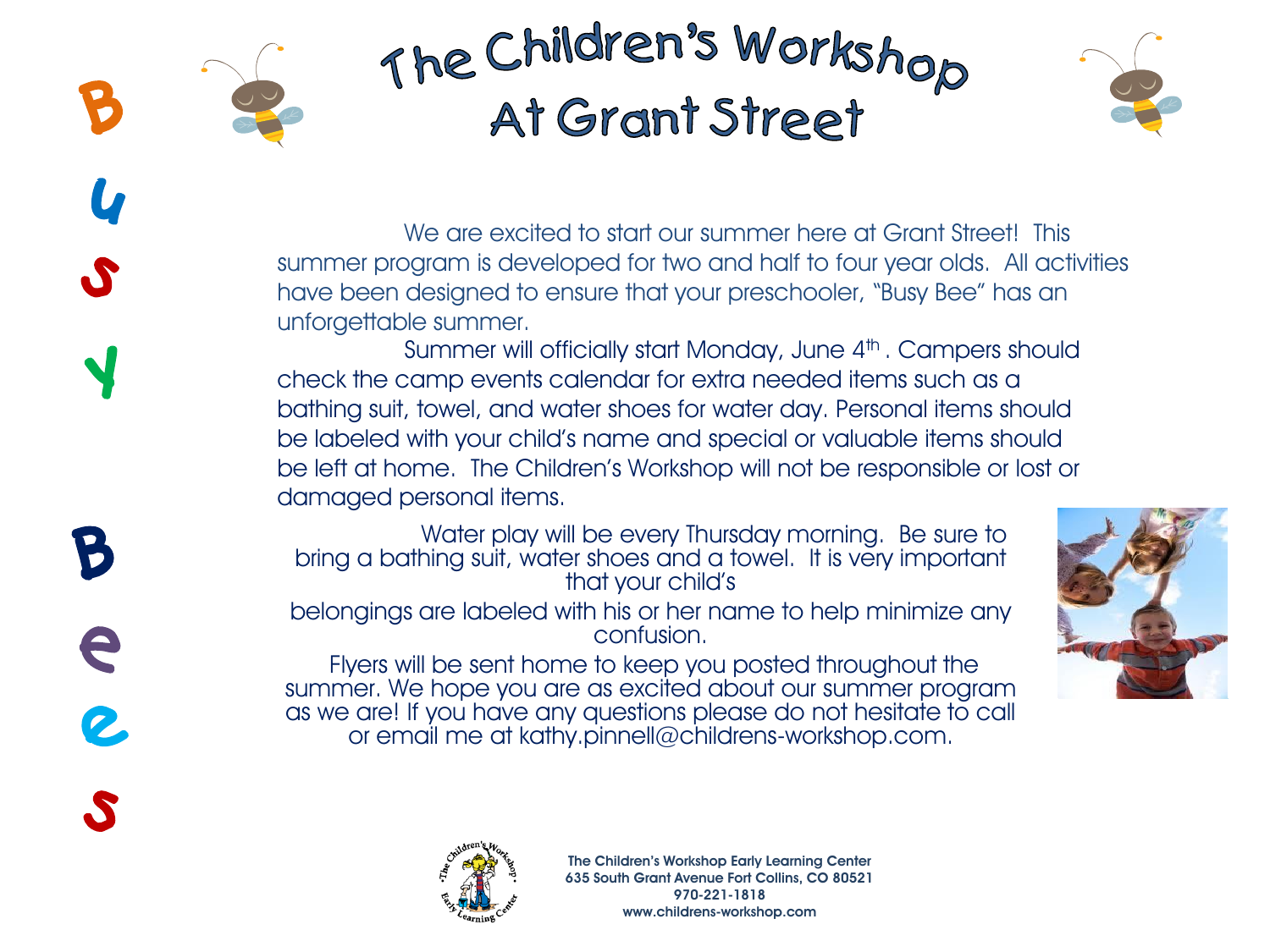# The Children's Workshop At Grant Street

Busy Bees

We are excited to start our summer here at Grant Street! This summer program is developed for two and half to four year olds. All activities have been designed to ensure that your preschooler, "Busy Bee" has an unforgettable summer.

Summer will officially start Monday, June 4th . Campers should check the camp events calendar for extra needed items such as a bathing suit, towel, and water shoes for water day. Personal items should be labeled with your child's name and special or valuable items should be left at home. The Children's Workshop will not be responsible or lost or damaged personal items.

Water play will be every Thursday morning. Be sure to bring a bathing suit, water shoes and a towel. It is very important that your child's belongings are labeled with his or her name to help minimize any confusion.

Flyers will be sent home to keep you posted throughout the summer. We hope you are as excited about our summer program as we are! If you have any questions please do not hesitate to call or email me at kathy.pinnell@childrens-workshop.com.

**The Children's Workshop Early Learning Center**
**635 South Grant Avenue Fort Collins, CO 80521**
**970-221-1818**
**www.childrens-workshop.com**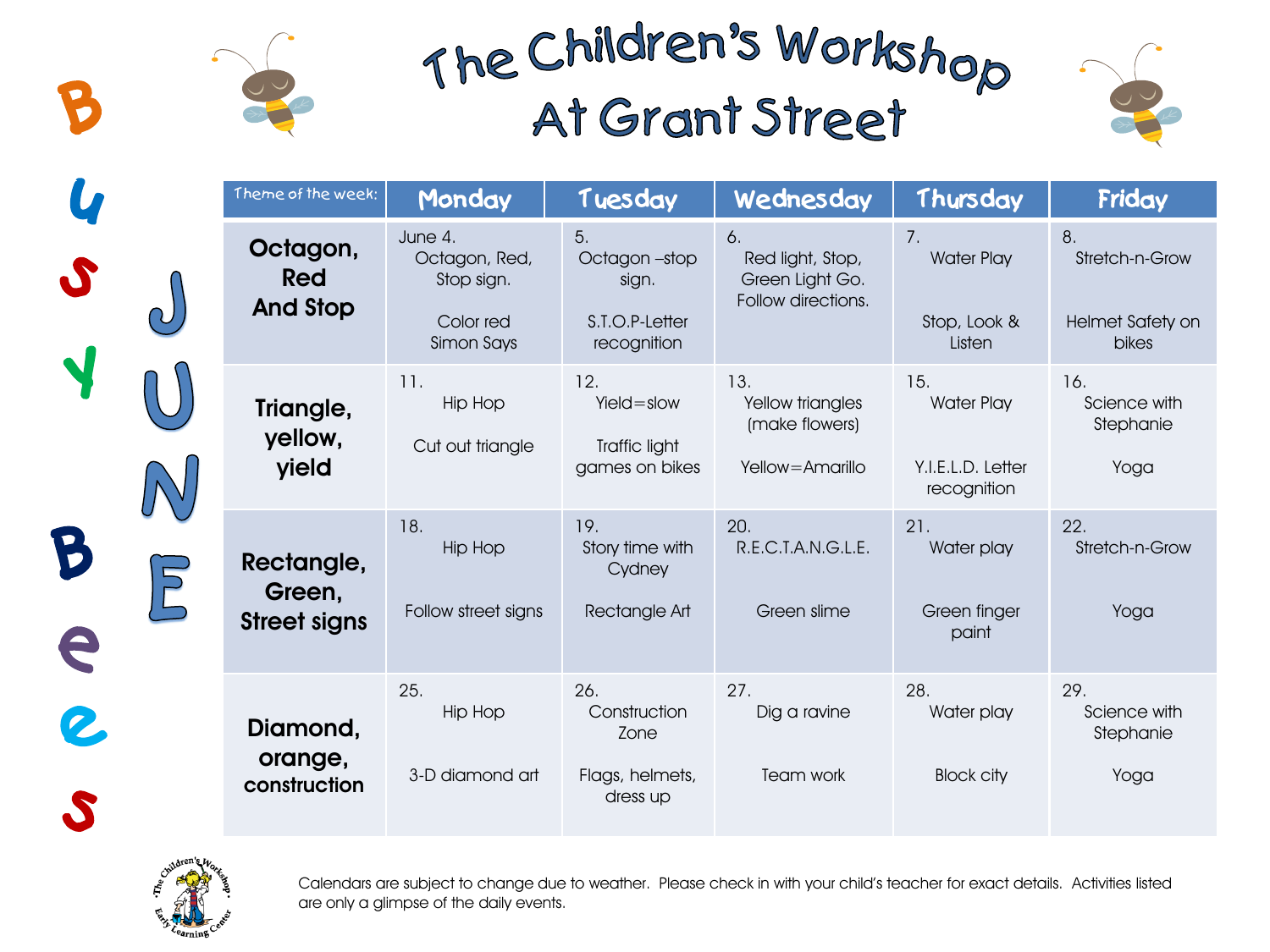# The Children's Workshop At Grant Street

Busy Bees

JUNE

| Theme of the week: | Monday | Tuesday | Wednesday | Thursday | Friday |
|---|---|---|---|---|---|
| **Octagon, Red And Stop** | June 4. Octagon, Red, Stop sign. Color red Simon Says | 5. Octagon –stop sign. S.T.O.P-Letter recognition | 6. Red light, Stop, Green Light Go. Follow directions. | 7. Water Play Stop, Look & Listen | 8. Stretch-n-Grow Helmet Safety on bikes |
| **Triangle, yellow, yield** | 11. Hip Hop Cut out triangle | 12. Yield=slow Traffic light games on bikes | 13. Yellow triangles (make flowers) Yellow=Amarillo | 15. Water Play Y.I.E.L.D. Letter recognition | 16. Science with Stephanie Yoga |
| **Rectangle, Green, Street signs** | 18. Hip Hop Follow street signs | 19. Story time with Cydney Rectangle Art | 20. R.E.C.T.A.N.G.L.E. Green slime | 21. Water play Green finger paint | 22. Stretch-n-Grow Yoga |
| **Diamond, orange, construction** | 25. Hip Hop 3-D diamond art | 26. Construction Zone Flags, helmets, dress up | 27. Dig a ravine Team work | 28. Water play Block city | 29. Science with Stephanie Yoga |

The Children's Workshop Early Learning Center

Calendars are subject to change due to weather. Please check in with your child's teacher for exact details. Activities listed are only a glimpse of the daily events.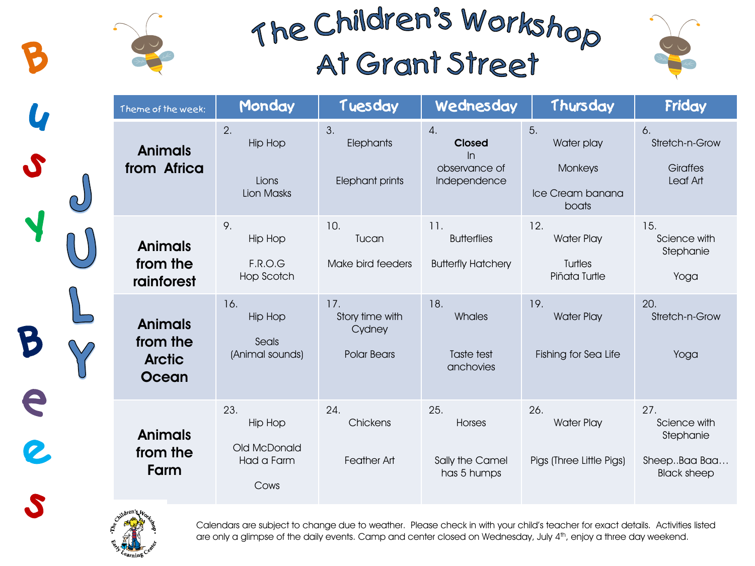# The Children's Workshop At Grant Street

Busy Bees

JULY

| Theme of the week: | Monday | Tuesday | Wednesday | Thursday | Friday |
|---|---|---|---|---|---|
| **Animals from Africa** | 2. Hip Hop<br><br>Lions<br>Lion Masks | 3. Elephants<br><br>Elephant prints | 4. **Closed** In observance of Independence | 5. Water play<br><br>Monkeys<br><br>Ice Cream banana boats | 6. Stretch-n-Grow<br><br>Giraffes<br>Leaf Art |
| **Animals from the rainforest** | 9. Hip Hop<br><br>F.R.O.G<br>Hop Scotch | 10. Tucan<br><br>Make bird feeders | 11. Butterflies<br><br>Butterfly Hatchery | 12. Water Play<br><br>Turtles<br>Piñata Turtle | 15. Science with Stephanie<br><br>Yoga |
| **Animals from the Arctic Ocean** | 16. Hip Hop<br><br>Seals<br>(Animal sounds) | 17. Story time with Cydney<br><br>Polar Bears | 18. Whales<br><br>Taste test anchovies | 19. Water Play<br><br>Fishing for Sea Life | 20. Stretch-n-Grow<br><br>Yoga |
| **Animals from the Farm** | 23. Hip Hop<br><br>Old McDonald Had a Farm<br><br>Cows | 24. Chickens<br><br>Feather Art | 25. Horses<br><br>Sally the Camel has 5 humps | 26. Water Play<br><br>Pigs (Three Little Pigs) | 27. Science with Stephanie<br><br>Sheep..Baa Baa… Black sheep |

The Children's Workshop Early Learning Center

Calendars are subject to change due to weather. Please check in with your child's teacher for exact details. Activities listed are only a glimpse of the daily events. Camp and center closed on Wednesday, July 4th, enjoy a three day weekend.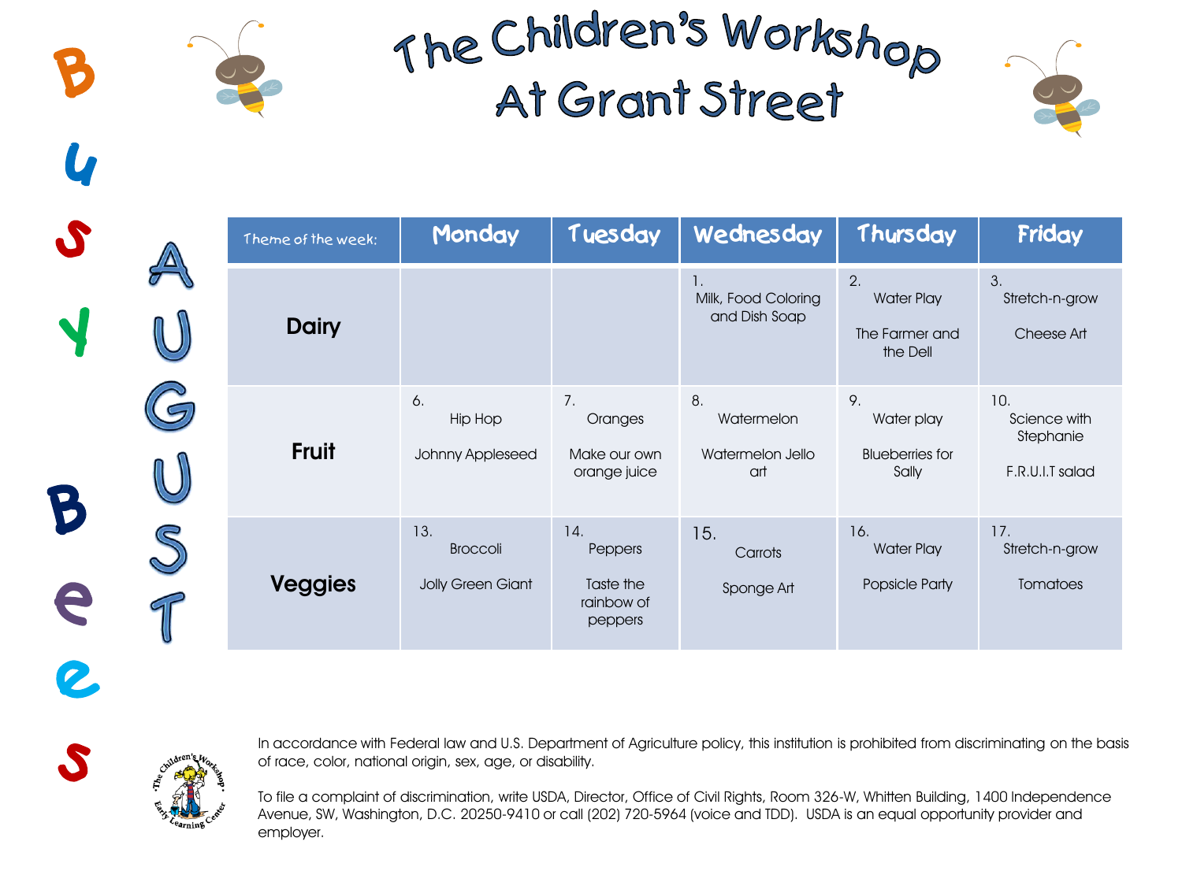# The Children's Workshop At Grant Street

Busy Bees

AUGUST

| Theme of the week: | Monday | Tuesday | Wednesday | Thursday | Friday |
| --- | --- | --- | --- | --- | --- |
| **Dairy** | | | 1. Milk, Food Coloring and Dish Soap | 2. Water Play<br><br>The Farmer and the Dell | 3. Stretch-n-grow<br><br>Cheese Art |
| **Fruit** | 6. Hip Hop<br><br>Johnny Appleseed | 7. Oranges<br><br>Make our own orange juice | 8. Watermelon<br><br>Watermelon Jello art | 9. Water play<br><br>Blueberries for Sally | 10. Science with Stephanie<br><br>F.R.U.I.T salad |
| **Veggies** | 13. Broccoli<br><br>Jolly Green Giant | 14. Peppers<br><br>Taste the rainbow of peppers | 15. Carrots<br><br>Sponge Art | 16. Water Play<br><br>Popsicle Party | 17. Stretch-n-grow<br><br>Tomatoes |

In accordance with Federal law and U.S. Department of Agriculture policy, this institution is prohibited from discriminating on the basis of race, color, national origin, sex, age, or disability.

To file a complaint of discrimination, write USDA, Director, Office of Civil Rights, Room 326-W, Whitten Building, 1400 Independence Avenue, SW, Washington, D.C. 20250-9410 or call (202) 720-5964 (voice and TDD). USDA is an equal opportunity provider and employer.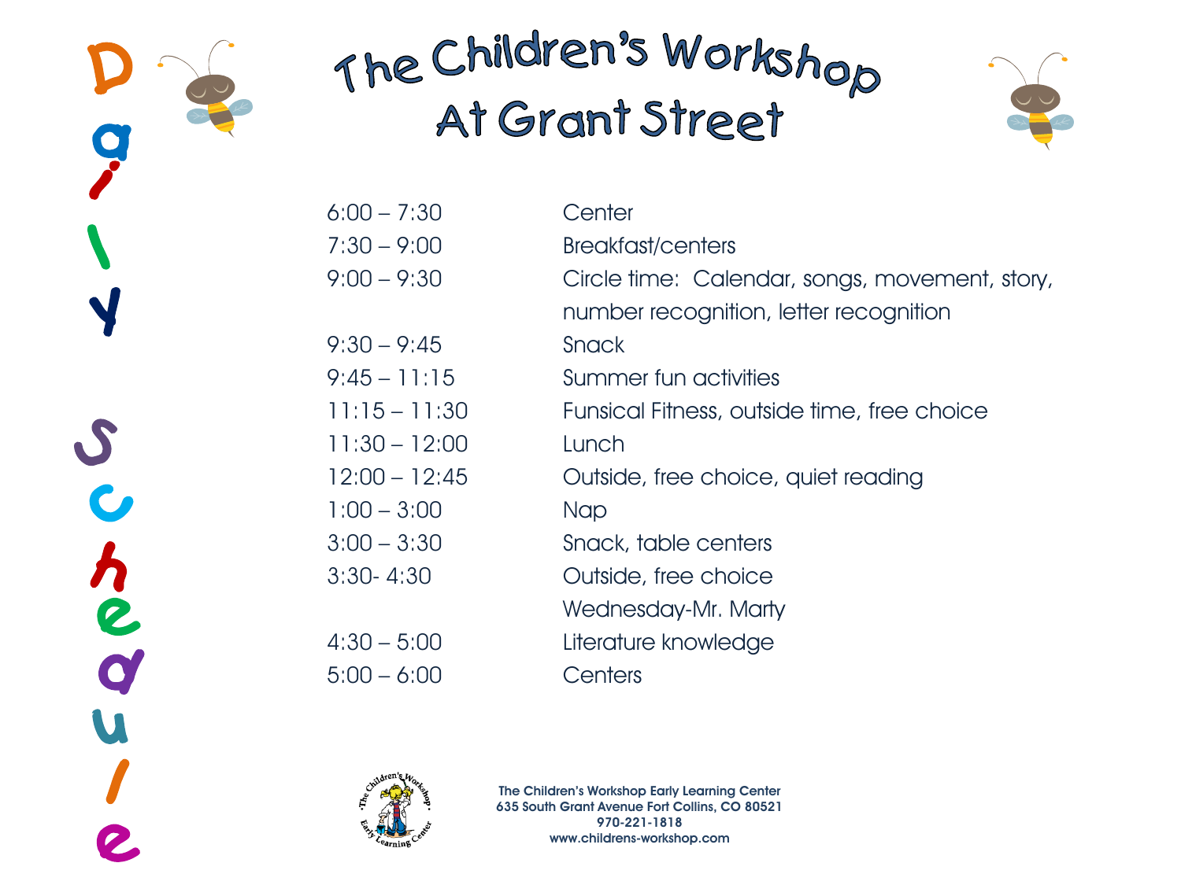# Daily Schedule

# The Children's Workshop At Grant Street

| | |
|---|---|
| 6:00 – 7:30 | Center |
| 7:30 – 9:00 | Breakfast/centers |
| 9:00 – 9:30 | Circle time: Calendar, songs, movement, story, number recognition, letter recognition |
| 9:30 – 9:45 | Snack |
| 9:45 – 11:15 | Summer fun activities |
| 11:15 – 11:30 | Funsical Fitness, outside time, free choice |
| 11:30 – 12:00 | Lunch |
| 12:00 – 12:45 | Outside, free choice, quiet reading |
| 1:00 – 3:00 | Nap |
| 3:00 – 3:30 | Snack, table centers |
| 3:30- 4:30 | Outside, free choice<br>Wednesday-Mr. Marty |
| 4:30 – 5:00 | Literature knowledge |
| 5:00 – 6:00 | Centers |

**The Children's Workshop Early Learning Center**
**635 South Grant Avenue Fort Collins, CO 80521**
**970-221-1818**
**www.childrens-workshop.com**